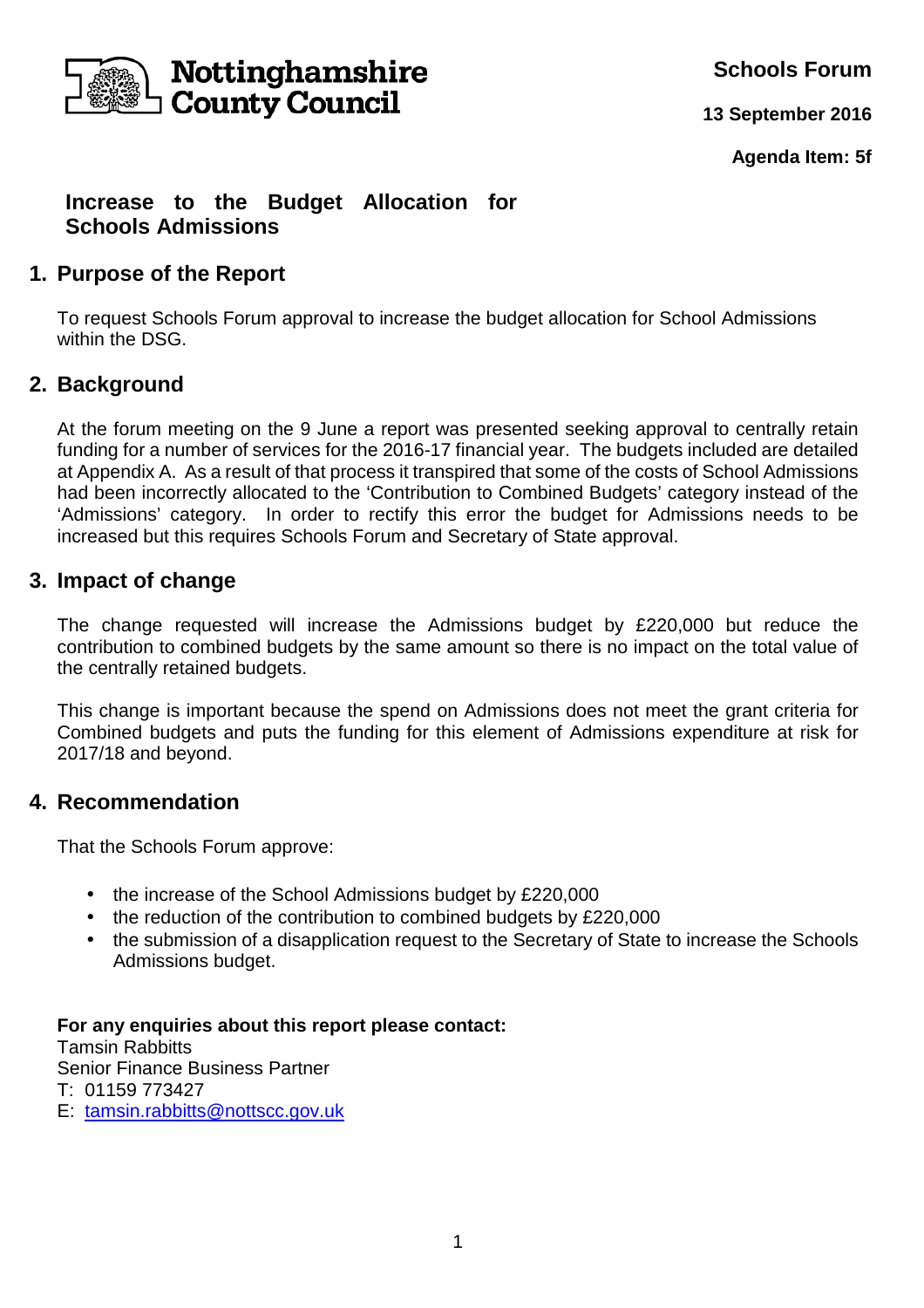Nottinghamshire County Council

**Schools Forum**

**13 September 2016**

**Agenda Item: 5f**

# Increase to the Budget Allocation for Schools Admissions

## 1. Purpose of the Report

To request Schools Forum approval to increase the budget allocation for School Admissions within the DSG.

## 2. Background

At the forum meeting on the 9 June a report was presented seeking approval to centrally retain funding for a number of services for the 2016-17 financial year. The budgets included are detailed at Appendix A. As a result of that process it transpired that some of the costs of School Admissions had been incorrectly allocated to the 'Contribution to Combined Budgets' category instead of the 'Admissions' category. In order to rectify this error the budget for Admissions needs to be increased but this requires Schools Forum and Secretary of State approval.

## 3. Impact of change

The change requested will increase the Admissions budget by £220,000 but reduce the contribution to combined budgets by the same amount so there is no impact on the total value of the centrally retained budgets.

This change is important because the spend on Admissions does not meet the grant criteria for Combined budgets and puts the funding for this element of Admissions expenditure at risk for 2017/18 and beyond.

## 4. Recommendation

That the Schools Forum approve:

- the increase of the School Admissions budget by £220,000
- the reduction of the contribution to combined budgets by £220,000
- the submission of a disapplication request to the Secretary of State to increase the Schools Admissions budget.

**For any enquiries about this report please contact:**
Tamsin Rabbitts
Senior Finance Business Partner
T: 01159 773427
E: tamsin.rabbitts@nottscc.gov.uk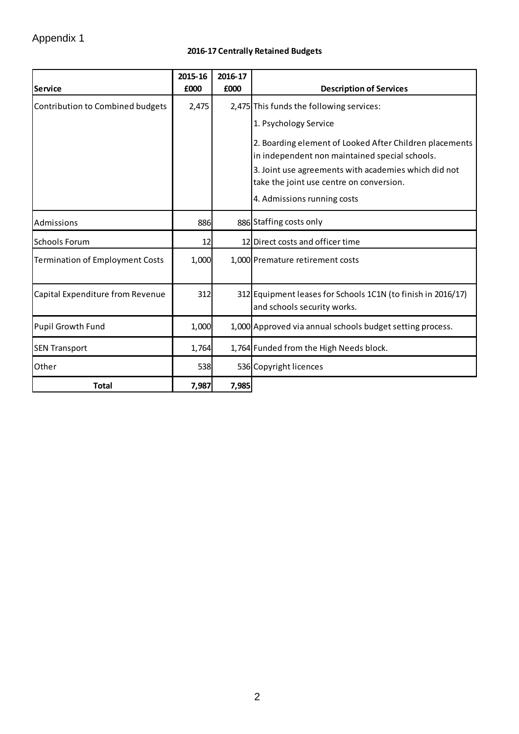Appendix 1

## 2016-17 Centrally Retained Budgets

| Service | 2015-16 £000 | 2016-17 £000 | Description of Services |
|---|---|---|---|
| Contribution to Combined budgets | 2,475 | 2,475 | This funds the following services:<br>1. Psychology Service<br>2. Boarding element of Looked After Children placements in independent non maintained special schools.<br>3. Joint use agreements with academies which did not take the joint use centre on conversion.<br>4. Admissions running costs |
| Admissions | 886 | 886 | Staffing costs only |
| Schools Forum | 12 | 12 | Direct costs and officer time |
| Termination of Employment Costs | 1,000 | 1,000 | Premature retirement costs |
| Capital Expenditure from Revenue | 312 | 312 | Equipment leases for Schools 1C1N (to finish in 2016/17) and schools security works. |
| Pupil Growth Fund | 1,000 | 1,000 | Approved via annual schools budget setting process. |
| SEN Transport | 1,764 | 1,764 | Funded from the High Needs block. |
| Other | 538 | 536 | Copyright licences |
| **Total** | **7,987** | **7,985** | |